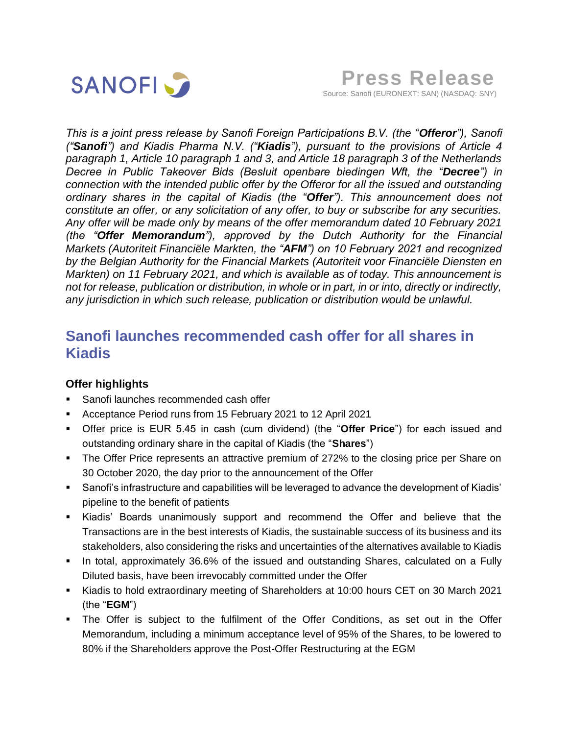SANOFI

# Press Release

Source: Sanofi (EURONEXT: SAN) (NASDAQ: SNY)

*This is a joint press release by Sanofi Foreign Participations B.V. (the "**Offeror**"), Sanofi ("**Sanofi**") and Kiadis Pharma N.V. ("**Kiadis**"), pursuant to the provisions of Article 4 paragraph 1, Article 10 paragraph 1 and 3, and Article 18 paragraph 3 of the Netherlands Decree in Public Takeover Bids (Besluit openbare biedingen Wft, the "**Decree**") in connection with the intended public offer by the Offeror for all the issued and outstanding ordinary shares in the capital of Kiadis (the "**Offer**"). This announcement does not constitute an offer, or any solicitation of any offer, to buy or subscribe for any securities. Any offer will be made only by means of the offer memorandum dated 10 February 2021 (the "**Offer Memorandum**"), approved by the Dutch Authority for the Financial Markets (Autoriteit Financiële Markten, the "**AFM**") on 10 February 2021 and recognized by the Belgian Authority for the Financial Markets (Autoriteit voor Financiële Diensten en Markten) on 11 February 2021, and which is available as of today. This announcement is not for release, publication or distribution, in whole or in part, in or into, directly or indirectly, any jurisdiction in which such release, publication or distribution would be unlawful.*

## Sanofi launches recommended cash offer for all shares in Kiadis

### Offer highlights

- Sanofi launches recommended cash offer
- Acceptance Period runs from 15 February 2021 to 12 April 2021
- Offer price is EUR 5.45 in cash (cum dividend) (the "**Offer Price**") for each issued and outstanding ordinary share in the capital of Kiadis (the "**Shares**")
- The Offer Price represents an attractive premium of 272% to the closing price per Share on 30 October 2020, the day prior to the announcement of the Offer
- Sanofi's infrastructure and capabilities will be leveraged to advance the development of Kiadis' pipeline to the benefit of patients
- Kiadis' Boards unanimously support and recommend the Offer and believe that the Transactions are in the best interests of Kiadis, the sustainable success of its business and its stakeholders, also considering the risks and uncertainties of the alternatives available to Kiadis
- In total, approximately 36.6% of the issued and outstanding Shares, calculated on a Fully Diluted basis, have been irrevocably committed under the Offer
- Kiadis to hold extraordinary meeting of Shareholders at 10:00 hours CET on 30 March 2021 (the "**EGM**")
- The Offer is subject to the fulfilment of the Offer Conditions, as set out in the Offer Memorandum, including a minimum acceptance level of 95% of the Shares, to be lowered to 80% if the Shareholders approve the Post-Offer Restructuring at the EGM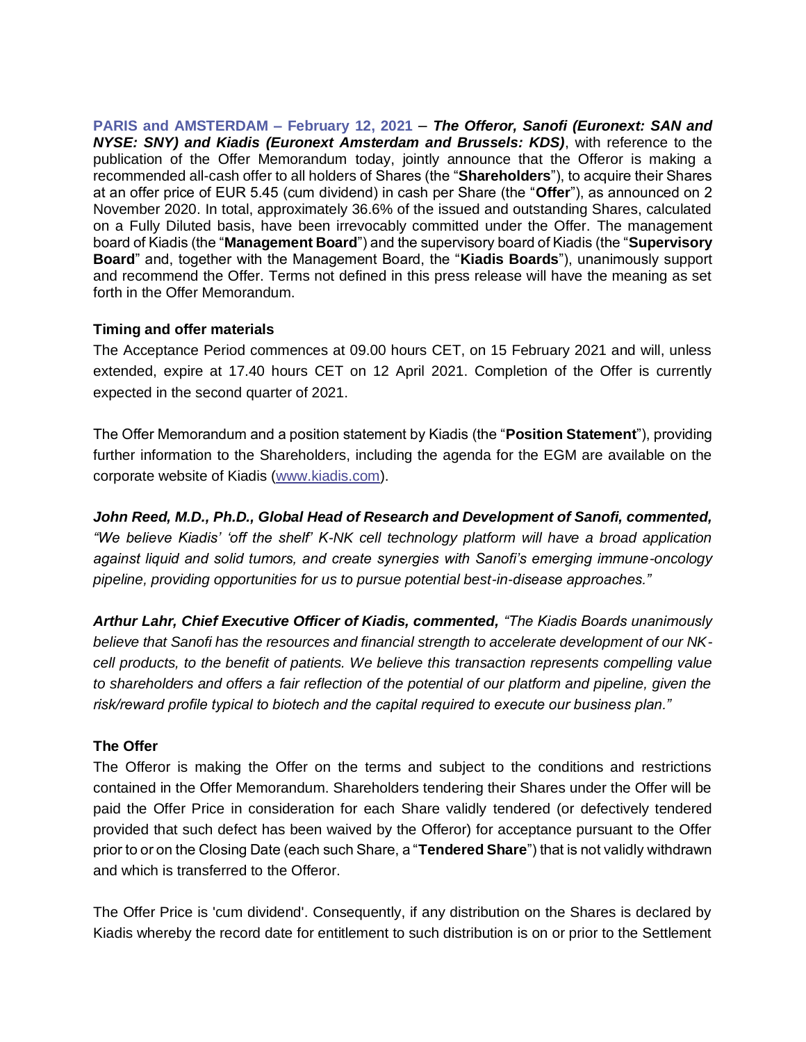**PARIS and AMSTERDAM – February 12, 2021** – ***The Offeror, Sanofi (Euronext: SAN and NYSE: SNY) and Kiadis (Euronext Amsterdam and Brussels: KDS)***, with reference to the publication of the Offer Memorandum today, jointly announce that the Offeror is making a recommended all-cash offer to all holders of Shares (the "**Shareholders**"), to acquire their Shares at an offer price of EUR 5.45 (cum dividend) in cash per Share (the "**Offer**"), as announced on 2 November 2020. In total, approximately 36.6% of the issued and outstanding Shares, calculated on a Fully Diluted basis, have been irrevocably committed under the Offer. The management board of Kiadis (the "**Management Board**") and the supervisory board of Kiadis (the "**Supervisory Board**" and, together with the Management Board, the "**Kiadis Boards**"), unanimously support and recommend the Offer. Terms not defined in this press release will have the meaning as set forth in the Offer Memorandum.

**Timing and offer materials**

The Acceptance Period commences at 09.00 hours CET, on 15 February 2021 and will, unless extended, expire at 17.40 hours CET on 12 April 2021. Completion of the Offer is currently expected in the second quarter of 2021.

The Offer Memorandum and a position statement by Kiadis (the "**Position Statement**"), providing further information to the Shareholders, including the agenda for the EGM are available on the corporate website of Kiadis (www.kiadis.com).

***John Reed, M.D., Ph.D., Global Head of Research and Development of Sanofi, commented,*** *"We believe Kiadis' 'off the shelf' K-NK cell technology platform will have a broad application against liquid and solid tumors, and create synergies with Sanofi's emerging immune-oncology pipeline, providing opportunities for us to pursue potential best-in-disease approaches."*

***Arthur Lahr, Chief Executive Officer of Kiadis, commented,*** *"The Kiadis Boards unanimously believe that Sanofi has the resources and financial strength to accelerate development of our NK-cell products, to the benefit of patients. We believe this transaction represents compelling value to shareholders and offers a fair reflection of the potential of our platform and pipeline, given the risk/reward profile typical to biotech and the capital required to execute our business plan."*

**The Offer**

The Offeror is making the Offer on the terms and subject to the conditions and restrictions contained in the Offer Memorandum. Shareholders tendering their Shares under the Offer will be paid the Offer Price in consideration for each Share validly tendered (or defectively tendered provided that such defect has been waived by the Offeror) for acceptance pursuant to the Offer prior to or on the Closing Date (each such Share, a "**Tendered Share**") that is not validly withdrawn and which is transferred to the Offeror.

The Offer Price is 'cum dividend'. Consequently, if any distribution on the Shares is declared by Kiadis whereby the record date for entitlement to such distribution is on or prior to the Settlement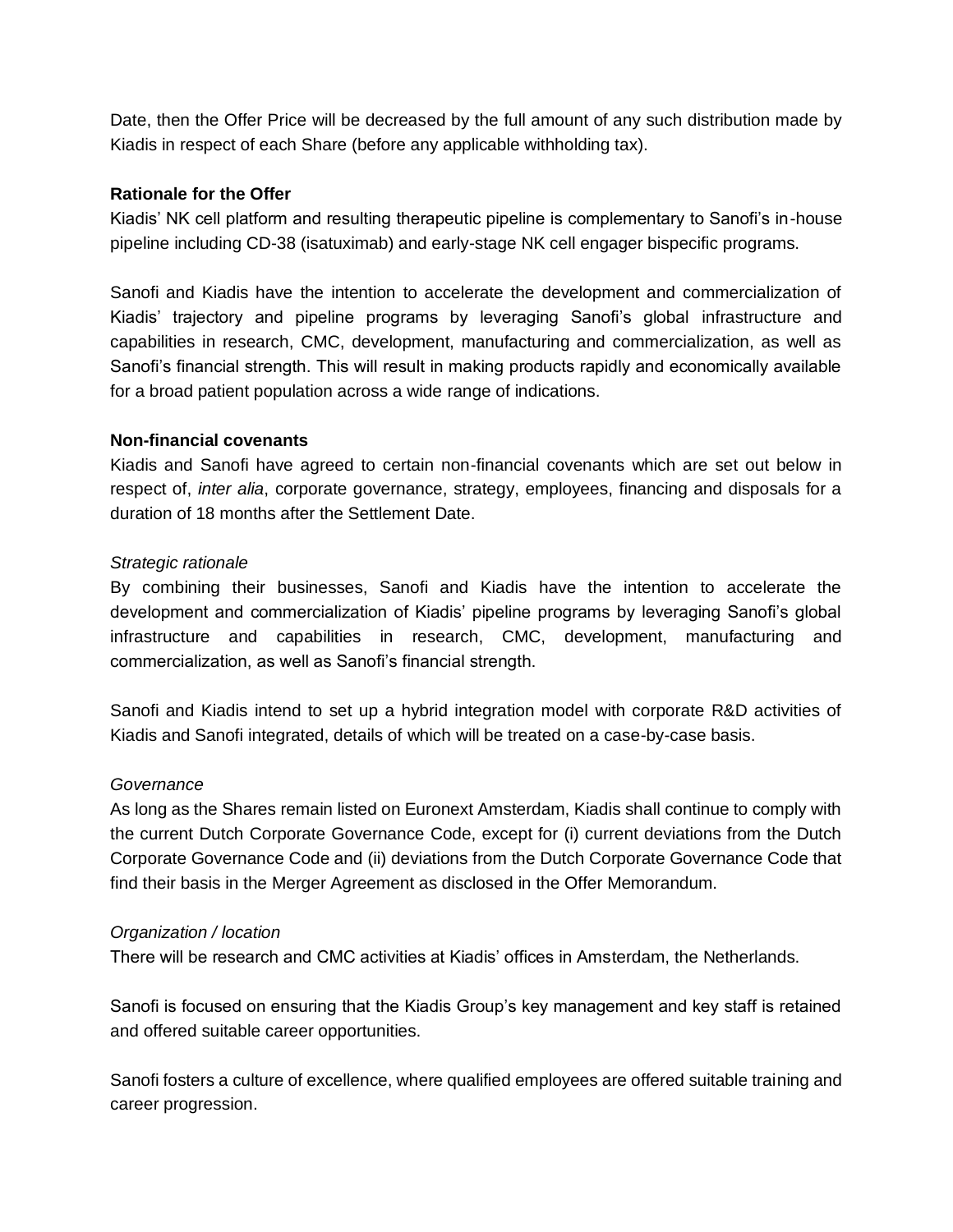Date, then the Offer Price will be decreased by the full amount of any such distribution made by Kiadis in respect of each Share (before any applicable withholding tax).

**Rationale for the Offer**

Kiadis' NK cell platform and resulting therapeutic pipeline is complementary to Sanofi's in-house pipeline including CD-38 (isatuximab) and early-stage NK cell engager bispecific programs.

Sanofi and Kiadis have the intention to accelerate the development and commercialization of Kiadis' trajectory and pipeline programs by leveraging Sanofi's global infrastructure and capabilities in research, CMC, development, manufacturing and commercialization, as well as Sanofi's financial strength. This will result in making products rapidly and economically available for a broad patient population across a wide range of indications.

**Non-financial covenants**

Kiadis and Sanofi have agreed to certain non-financial covenants which are set out below in respect of, *inter alia*, corporate governance, strategy, employees, financing and disposals for a duration of 18 months after the Settlement Date.

*Strategic rationale*

By combining their businesses, Sanofi and Kiadis have the intention to accelerate the development and commercialization of Kiadis' pipeline programs by leveraging Sanofi's global infrastructure and capabilities in research, CMC, development, manufacturing and commercialization, as well as Sanofi's financial strength.

Sanofi and Kiadis intend to set up a hybrid integration model with corporate R&D activities of Kiadis and Sanofi integrated, details of which will be treated on a case-by-case basis.

*Governance*

As long as the Shares remain listed on Euronext Amsterdam, Kiadis shall continue to comply with the current Dutch Corporate Governance Code, except for (i) current deviations from the Dutch Corporate Governance Code and (ii) deviations from the Dutch Corporate Governance Code that find their basis in the Merger Agreement as disclosed in the Offer Memorandum.

*Organization / location*

There will be research and CMC activities at Kiadis' offices in Amsterdam, the Netherlands.

Sanofi is focused on ensuring that the Kiadis Group's key management and key staff is retained and offered suitable career opportunities.

Sanofi fosters a culture of excellence, where qualified employees are offered suitable training and career progression.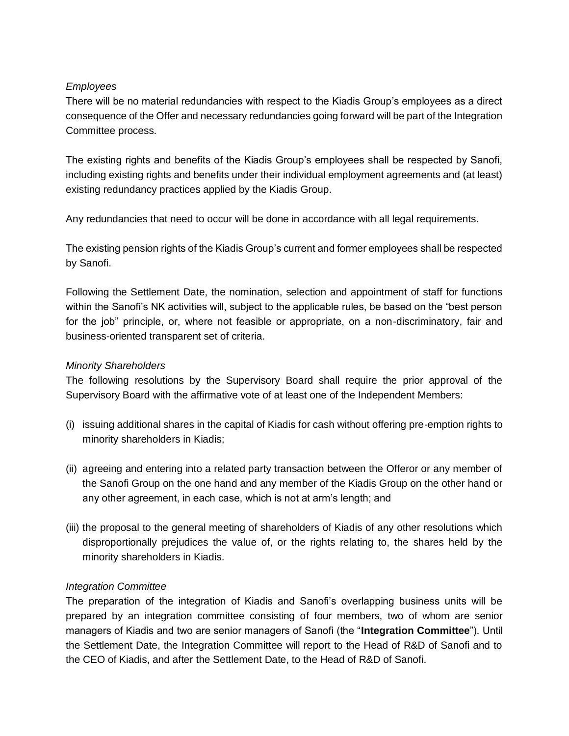*Employees*

There will be no material redundancies with respect to the Kiadis Group's employees as a direct consequence of the Offer and necessary redundancies going forward will be part of the Integration Committee process.

The existing rights and benefits of the Kiadis Group's employees shall be respected by Sanofi, including existing rights and benefits under their individual employment agreements and (at least) existing redundancy practices applied by the Kiadis Group.

Any redundancies that need to occur will be done in accordance with all legal requirements.

The existing pension rights of the Kiadis Group's current and former employees shall be respected by Sanofi.

Following the Settlement Date, the nomination, selection and appointment of staff for functions within the Sanofi's NK activities will, subject to the applicable rules, be based on the "best person for the job" principle, or, where not feasible or appropriate, on a non-discriminatory, fair and business-oriented transparent set of criteria.

*Minority Shareholders*

The following resolutions by the Supervisory Board shall require the prior approval of the Supervisory Board with the affirmative vote of at least one of the Independent Members:

(i) issuing additional shares in the capital of Kiadis for cash without offering pre-emption rights to minority shareholders in Kiadis;

(ii) agreeing and entering into a related party transaction between the Offeror or any member of the Sanofi Group on the one hand and any member of the Kiadis Group on the other hand or any other agreement, in each case, which is not at arm's length; and

(iii) the proposal to the general meeting of shareholders of Kiadis of any other resolutions which disproportionally prejudices the value of, or the rights relating to, the shares held by the minority shareholders in Kiadis.

*Integration Committee*

The preparation of the integration of Kiadis and Sanofi's overlapping business units will be prepared by an integration committee consisting of four members, two of whom are senior managers of Kiadis and two are senior managers of Sanofi (the "**Integration Committee**"). Until the Settlement Date, the Integration Committee will report to the Head of R&D of Sanofi and to the CEO of Kiadis, and after the Settlement Date, to the Head of R&D of Sanofi.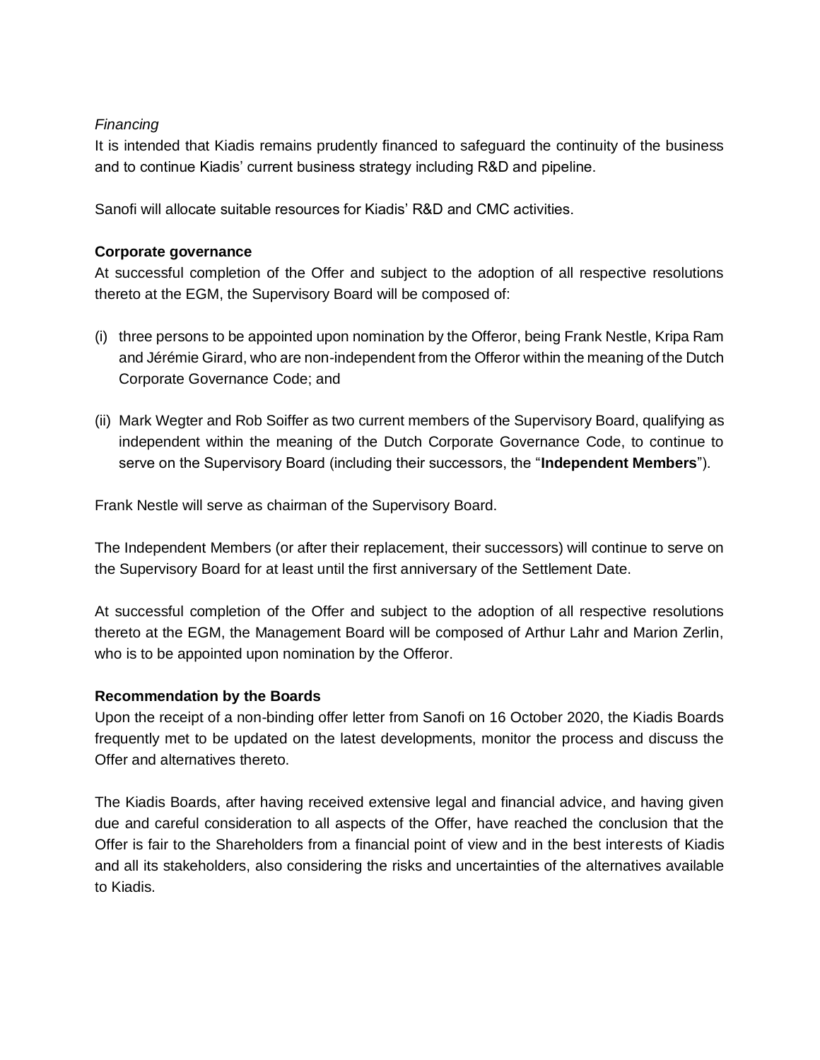*Financing*

It is intended that Kiadis remains prudently financed to safeguard the continuity of the business and to continue Kiadis' current business strategy including R&D and pipeline.

Sanofi will allocate suitable resources for Kiadis' R&D and CMC activities.

**Corporate governance**

At successful completion of the Offer and subject to the adoption of all respective resolutions thereto at the EGM, the Supervisory Board will be composed of:

(i) three persons to be appointed upon nomination by the Offeror, being Frank Nestle, Kripa Ram and Jérémie Girard, who are non-independent from the Offeror within the meaning of the Dutch Corporate Governance Code; and

(ii) Mark Wegter and Rob Soiffer as two current members of the Supervisory Board, qualifying as independent within the meaning of the Dutch Corporate Governance Code, to continue to serve on the Supervisory Board (including their successors, the "**Independent Members**").

Frank Nestle will serve as chairman of the Supervisory Board.

The Independent Members (or after their replacement, their successors) will continue to serve on the Supervisory Board for at least until the first anniversary of the Settlement Date.

At successful completion of the Offer and subject to the adoption of all respective resolutions thereto at the EGM, the Management Board will be composed of Arthur Lahr and Marion Zerlin, who is to be appointed upon nomination by the Offeror.

**Recommendation by the Boards**

Upon the receipt of a non-binding offer letter from Sanofi on 16 October 2020, the Kiadis Boards frequently met to be updated on the latest developments, monitor the process and discuss the Offer and alternatives thereto.

The Kiadis Boards, after having received extensive legal and financial advice, and having given due and careful consideration to all aspects of the Offer, have reached the conclusion that the Offer is fair to the Shareholders from a financial point of view and in the best interests of Kiadis and all its stakeholders, also considering the risks and uncertainties of the alternatives available to Kiadis.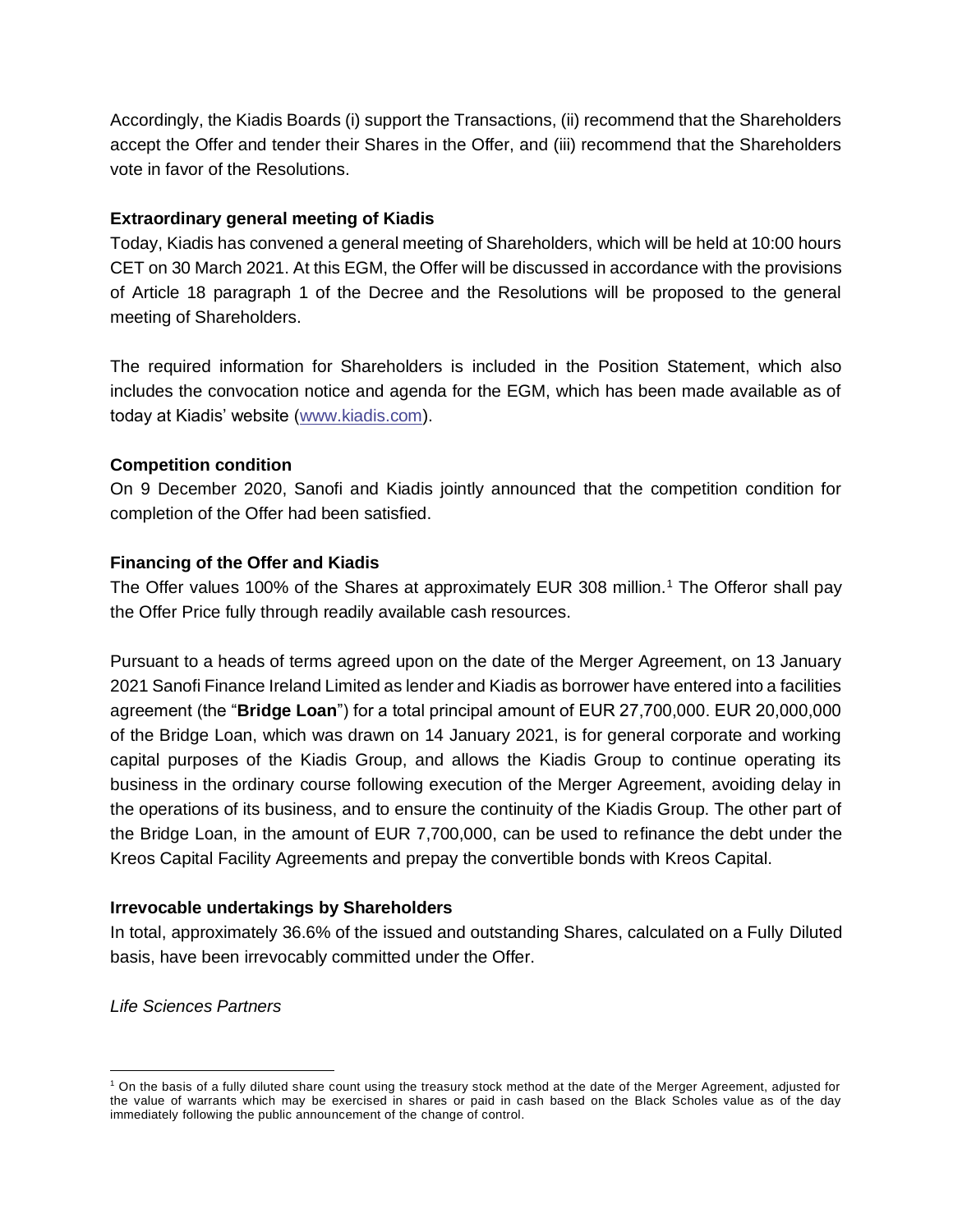Accordingly, the Kiadis Boards (i) support the Transactions, (ii) recommend that the Shareholders accept the Offer and tender their Shares in the Offer, and (iii) recommend that the Shareholders vote in favor of the Resolutions.

**Extraordinary general meeting of Kiadis**

Today, Kiadis has convened a general meeting of Shareholders, which will be held at 10:00 hours CET on 30 March 2021. At this EGM, the Offer will be discussed in accordance with the provisions of Article 18 paragraph 1 of the Decree and the Resolutions will be proposed to the general meeting of Shareholders.

The required information for Shareholders is included in the Position Statement, which also includes the convocation notice and agenda for the EGM, which has been made available as of today at Kiadis' website (www.kiadis.com).

**Competition condition**

On 9 December 2020, Sanofi and Kiadis jointly announced that the competition condition for completion of the Offer had been satisfied.

**Financing of the Offer and Kiadis**

The Offer values 100% of the Shares at approximately EUR 308 million.[1] The Offeror shall pay the Offer Price fully through readily available cash resources.

Pursuant to a heads of terms agreed upon on the date of the Merger Agreement, on 13 January 2021 Sanofi Finance Ireland Limited as lender and Kiadis as borrower have entered into a facilities agreement (the "**Bridge Loan**") for a total principal amount of EUR 27,700,000. EUR 20,000,000 of the Bridge Loan, which was drawn on 14 January 2021, is for general corporate and working capital purposes of the Kiadis Group, and allows the Kiadis Group to continue operating its business in the ordinary course following execution of the Merger Agreement, avoiding delay in the operations of its business, and to ensure the continuity of the Kiadis Group. The other part of the Bridge Loan, in the amount of EUR 7,700,000, can be used to refinance the debt under the Kreos Capital Facility Agreements and prepay the convertible bonds with Kreos Capital.

**Irrevocable undertakings by Shareholders**

In total, approximately 36.6% of the issued and outstanding Shares, calculated on a Fully Diluted basis, have been irrevocably committed under the Offer.

*Life Sciences Partners*

[1] On the basis of a fully diluted share count using the treasury stock method at the date of the Merger Agreement, adjusted for the value of warrants which may be exercised in shares or paid in cash based on the Black Scholes value as of the day immediately following the public announcement of the change of control.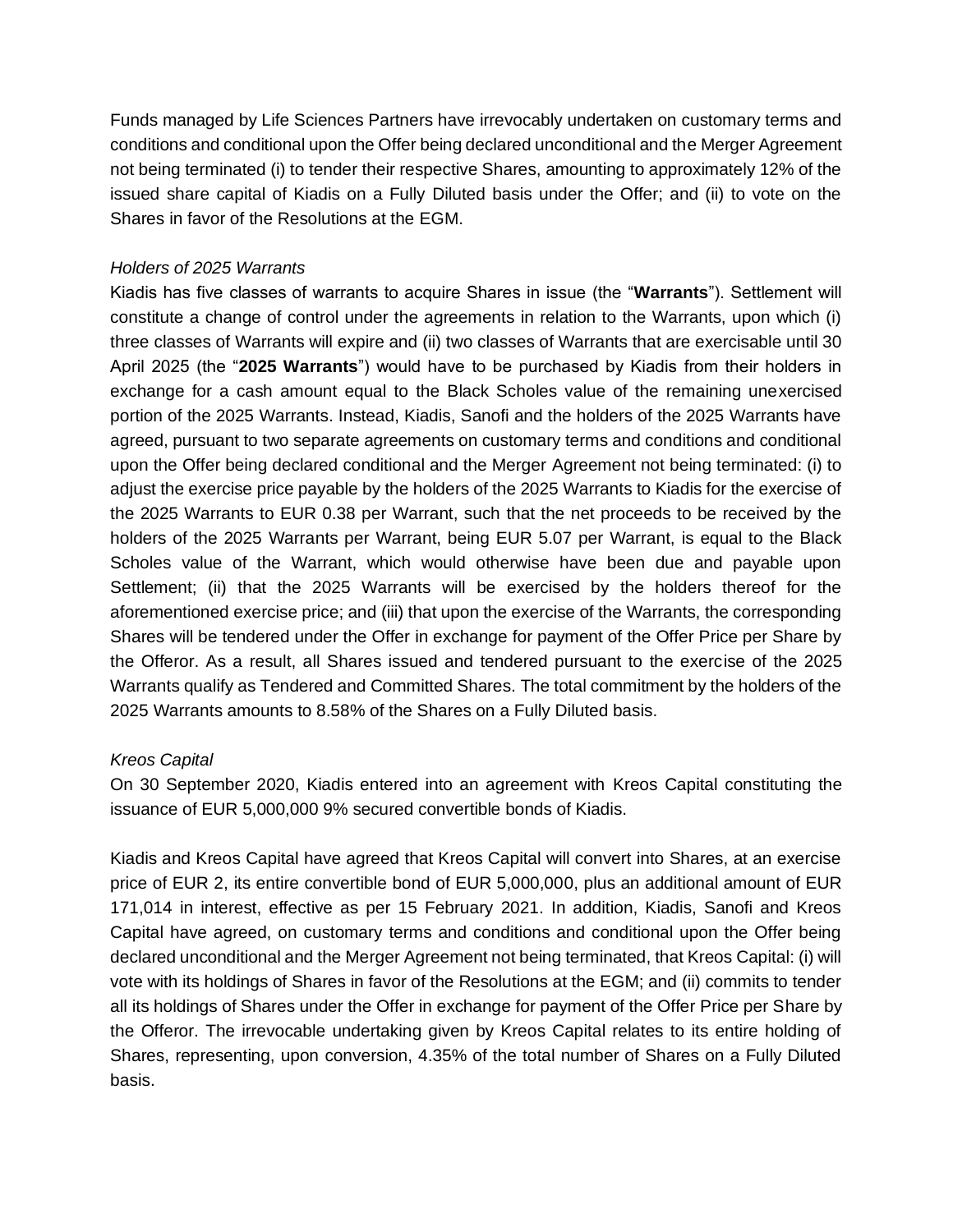Funds managed by Life Sciences Partners have irrevocably undertaken on customary terms and conditions and conditional upon the Offer being declared unconditional and the Merger Agreement not being terminated (i) to tender their respective Shares, amounting to approximately 12% of the issued share capital of Kiadis on a Fully Diluted basis under the Offer; and (ii) to vote on the Shares in favor of the Resolutions at the EGM.

*Holders of 2025 Warrants*

Kiadis has five classes of warrants to acquire Shares in issue (the "**Warrants**"). Settlement will constitute a change of control under the agreements in relation to the Warrants, upon which (i) three classes of Warrants will expire and (ii) two classes of Warrants that are exercisable until 30 April 2025 (the "**2025 Warrants**") would have to be purchased by Kiadis from their holders in exchange for a cash amount equal to the Black Scholes value of the remaining unexercised portion of the 2025 Warrants. Instead, Kiadis, Sanofi and the holders of the 2025 Warrants have agreed, pursuant to two separate agreements on customary terms and conditions and conditional upon the Offer being declared conditional and the Merger Agreement not being terminated: (i) to adjust the exercise price payable by the holders of the 2025 Warrants to Kiadis for the exercise of the 2025 Warrants to EUR 0.38 per Warrant, such that the net proceeds to be received by the holders of the 2025 Warrants per Warrant, being EUR 5.07 per Warrant, is equal to the Black Scholes value of the Warrant, which would otherwise have been due and payable upon Settlement; (ii) that the 2025 Warrants will be exercised by the holders thereof for the aforementioned exercise price; and (iii) that upon the exercise of the Warrants, the corresponding Shares will be tendered under the Offer in exchange for payment of the Offer Price per Share by the Offeror. As a result, all Shares issued and tendered pursuant to the exercise of the 2025 Warrants qualify as Tendered and Committed Shares. The total commitment by the holders of the 2025 Warrants amounts to 8.58% of the Shares on a Fully Diluted basis.

*Kreos Capital*

On 30 September 2020, Kiadis entered into an agreement with Kreos Capital constituting the issuance of EUR 5,000,000 9% secured convertible bonds of Kiadis.

Kiadis and Kreos Capital have agreed that Kreos Capital will convert into Shares, at an exercise price of EUR 2, its entire convertible bond of EUR 5,000,000, plus an additional amount of EUR 171,014 in interest, effective as per 15 February 2021. In addition, Kiadis, Sanofi and Kreos Capital have agreed, on customary terms and conditions and conditional upon the Offer being declared unconditional and the Merger Agreement not being terminated, that Kreos Capital: (i) will vote with its holdings of Shares in favor of the Resolutions at the EGM; and (ii) commits to tender all its holdings of Shares under the Offer in exchange for payment of the Offer Price per Share by the Offeror. The irrevocable undertaking given by Kreos Capital relates to its entire holding of Shares, representing, upon conversion, 4.35% of the total number of Shares on a Fully Diluted basis.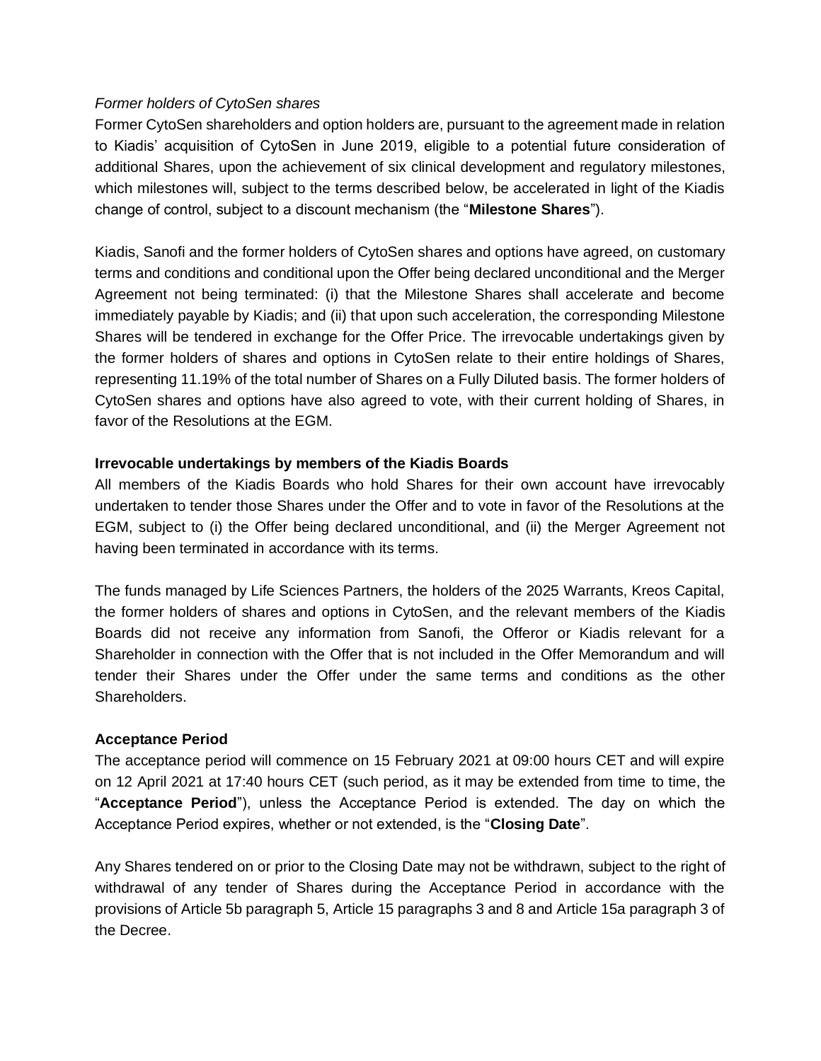*Former holders of CytoSen shares*

Former CytoSen shareholders and option holders are, pursuant to the agreement made in relation to Kiadis' acquisition of CytoSen in June 2019, eligible to a potential future consideration of additional Shares, upon the achievement of six clinical development and regulatory milestones, which milestones will, subject to the terms described below, be accelerated in light of the Kiadis change of control, subject to a discount mechanism (the "**Milestone Shares**").

Kiadis, Sanofi and the former holders of CytoSen shares and options have agreed, on customary terms and conditions and conditional upon the Offer being declared unconditional and the Merger Agreement not being terminated: (i) that the Milestone Shares shall accelerate and become immediately payable by Kiadis; and (ii) that upon such acceleration, the corresponding Milestone Shares will be tendered in exchange for the Offer Price. The irrevocable undertakings given by the former holders of shares and options in CytoSen relate to their entire holdings of Shares, representing 11.19% of the total number of Shares on a Fully Diluted basis. The former holders of CytoSen shares and options have also agreed to vote, with their current holding of Shares, in favor of the Resolutions at the EGM.

**Irrevocable undertakings by members of the Kiadis Boards**

All members of the Kiadis Boards who hold Shares for their own account have irrevocably undertaken to tender those Shares under the Offer and to vote in favor of the Resolutions at the EGM, subject to (i) the Offer being declared unconditional, and (ii) the Merger Agreement not having been terminated in accordance with its terms.

The funds managed by Life Sciences Partners, the holders of the 2025 Warrants, Kreos Capital, the former holders of shares and options in CytoSen, and the relevant members of the Kiadis Boards did not receive any information from Sanofi, the Offeror or Kiadis relevant for a Shareholder in connection with the Offer that is not included in the Offer Memorandum and will tender their Shares under the Offer under the same terms and conditions as the other Shareholders.

**Acceptance Period**

The acceptance period will commence on 15 February 2021 at 09:00 hours CET and will expire on 12 April 2021 at 17:40 hours CET (such period, as it may be extended from time to time, the "**Acceptance Period**"), unless the Acceptance Period is extended. The day on which the Acceptance Period expires, whether or not extended, is the "**Closing Date**".

Any Shares tendered on or prior to the Closing Date may not be withdrawn, subject to the right of withdrawal of any tender of Shares during the Acceptance Period in accordance with the provisions of Article 5b paragraph 5, Article 15 paragraphs 3 and 8 and Article 15a paragraph 3 of the Decree.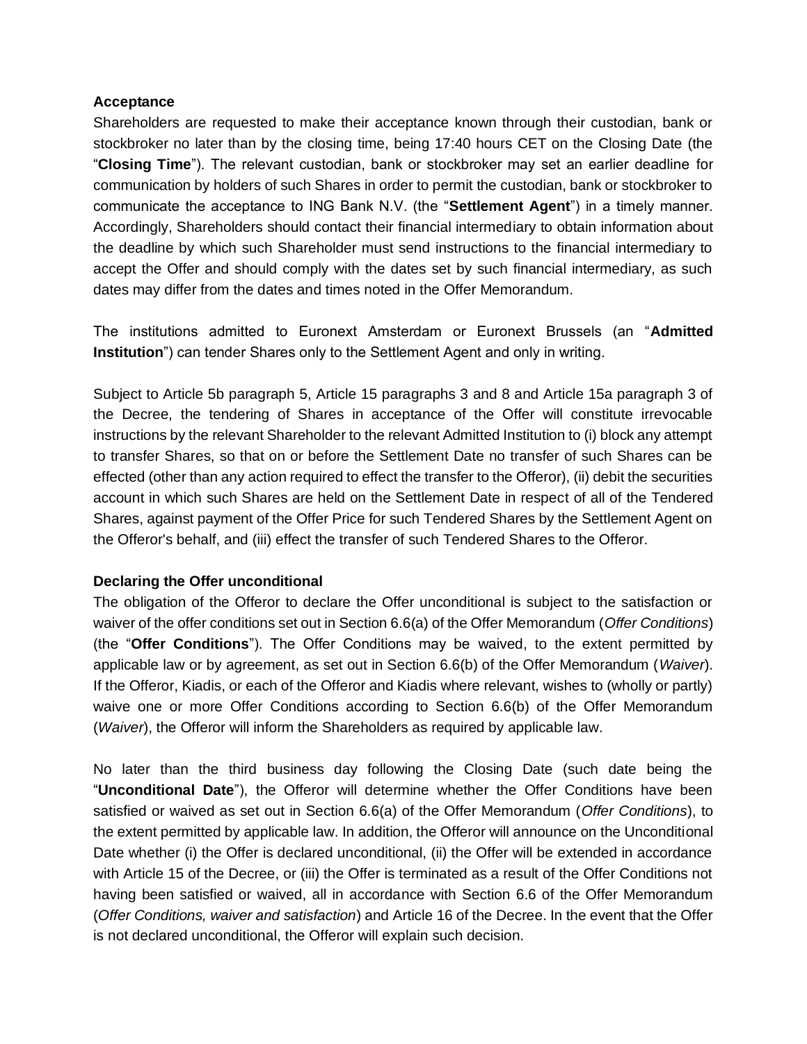**Acceptance**

Shareholders are requested to make their acceptance known through their custodian, bank or stockbroker no later than by the closing time, being 17:40 hours CET on the Closing Date (the "**Closing Time**"). The relevant custodian, bank or stockbroker may set an earlier deadline for communication by holders of such Shares in order to permit the custodian, bank or stockbroker to communicate the acceptance to ING Bank N.V. (the "**Settlement Agent**") in a timely manner. Accordingly, Shareholders should contact their financial intermediary to obtain information about the deadline by which such Shareholder must send instructions to the financial intermediary to accept the Offer and should comply with the dates set by such financial intermediary, as such dates may differ from the dates and times noted in the Offer Memorandum.

The institutions admitted to Euronext Amsterdam or Euronext Brussels (an "**Admitted Institution**") can tender Shares only to the Settlement Agent and only in writing.

Subject to Article 5b paragraph 5, Article 15 paragraphs 3 and 8 and Article 15a paragraph 3 of the Decree, the tendering of Shares in acceptance of the Offer will constitute irrevocable instructions by the relevant Shareholder to the relevant Admitted Institution to (i) block any attempt to transfer Shares, so that on or before the Settlement Date no transfer of such Shares can be effected (other than any action required to effect the transfer to the Offeror), (ii) debit the securities account in which such Shares are held on the Settlement Date in respect of all of the Tendered Shares, against payment of the Offer Price for such Tendered Shares by the Settlement Agent on the Offeror's behalf, and (iii) effect the transfer of such Tendered Shares to the Offeror.

**Declaring the Offer unconditional**

The obligation of the Offeror to declare the Offer unconditional is subject to the satisfaction or waiver of the offer conditions set out in Section 6.6(a) of the Offer Memorandum (*Offer Conditions*) (the "**Offer Conditions**"). The Offer Conditions may be waived, to the extent permitted by applicable law or by agreement, as set out in Section 6.6(b) of the Offer Memorandum (*Waiver*). If the Offeror, Kiadis, or each of the Offeror and Kiadis where relevant, wishes to (wholly or partly) waive one or more Offer Conditions according to Section 6.6(b) of the Offer Memorandum (*Waiver*), the Offeror will inform the Shareholders as required by applicable law.

No later than the third business day following the Closing Date (such date being the "**Unconditional Date**"), the Offeror will determine whether the Offer Conditions have been satisfied or waived as set out in Section 6.6(a) of the Offer Memorandum (*Offer Conditions*), to the extent permitted by applicable law. In addition, the Offeror will announce on the Unconditional Date whether (i) the Offer is declared unconditional, (ii) the Offer will be extended in accordance with Article 15 of the Decree, or (iii) the Offer is terminated as a result of the Offer Conditions not having been satisfied or waived, all in accordance with Section 6.6 of the Offer Memorandum (*Offer Conditions, waiver and satisfaction*) and Article 16 of the Decree. In the event that the Offer is not declared unconditional, the Offeror will explain such decision.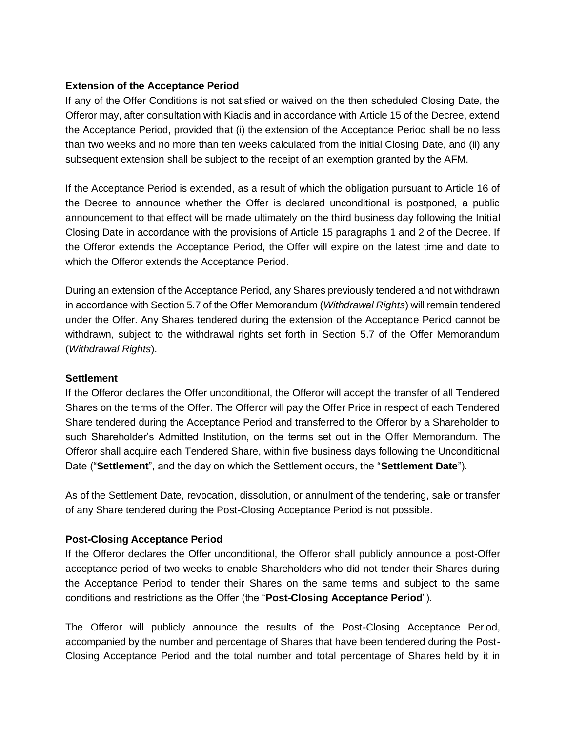**Extension of the Acceptance Period**

If any of the Offer Conditions is not satisfied or waived on the then scheduled Closing Date, the Offeror may, after consultation with Kiadis and in accordance with Article 15 of the Decree, extend the Acceptance Period, provided that (i) the extension of the Acceptance Period shall be no less than two weeks and no more than ten weeks calculated from the initial Closing Date, and (ii) any subsequent extension shall be subject to the receipt of an exemption granted by the AFM.

If the Acceptance Period is extended, as a result of which the obligation pursuant to Article 16 of the Decree to announce whether the Offer is declared unconditional is postponed, a public announcement to that effect will be made ultimately on the third business day following the Initial Closing Date in accordance with the provisions of Article 15 paragraphs 1 and 2 of the Decree. If the Offeror extends the Acceptance Period, the Offer will expire on the latest time and date to which the Offeror extends the Acceptance Period.

During an extension of the Acceptance Period, any Shares previously tendered and not withdrawn in accordance with Section 5.7 of the Offer Memorandum (*Withdrawal Rights*) will remain tendered under the Offer. Any Shares tendered during the extension of the Acceptance Period cannot be withdrawn, subject to the withdrawal rights set forth in Section 5.7 of the Offer Memorandum (*Withdrawal Rights*).

**Settlement**

If the Offeror declares the Offer unconditional, the Offeror will accept the transfer of all Tendered Shares on the terms of the Offer. The Offeror will pay the Offer Price in respect of each Tendered Share tendered during the Acceptance Period and transferred to the Offeror by a Shareholder to such Shareholder's Admitted Institution, on the terms set out in the Offer Memorandum. The Offeror shall acquire each Tendered Share, within five business days following the Unconditional Date ("**Settlement**", and the day on which the Settlement occurs, the "**Settlement Date**").

As of the Settlement Date, revocation, dissolution, or annulment of the tendering, sale or transfer of any Share tendered during the Post-Closing Acceptance Period is not possible.

**Post-Closing Acceptance Period**

If the Offeror declares the Offer unconditional, the Offeror shall publicly announce a post-Offer acceptance period of two weeks to enable Shareholders who did not tender their Shares during the Acceptance Period to tender their Shares on the same terms and subject to the same conditions and restrictions as the Offer (the "**Post-Closing Acceptance Period**").

The Offeror will publicly announce the results of the Post-Closing Acceptance Period, accompanied by the number and percentage of Shares that have been tendered during the Post-Closing Acceptance Period and the total number and total percentage of Shares held by it in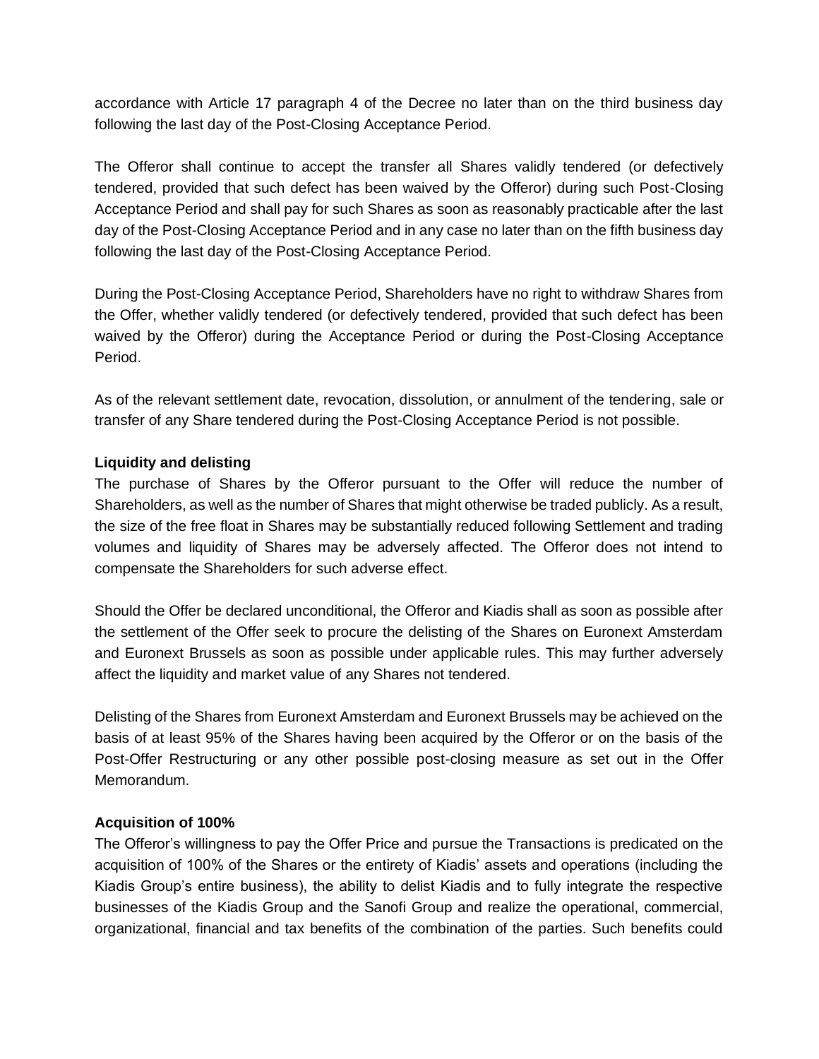accordance with Article 17 paragraph 4 of the Decree no later than on the third business day following the last day of the Post-Closing Acceptance Period.

The Offeror shall continue to accept the transfer all Shares validly tendered (or defectively tendered, provided that such defect has been waived by the Offeror) during such Post-Closing Acceptance Period and shall pay for such Shares as soon as reasonably practicable after the last day of the Post-Closing Acceptance Period and in any case no later than on the fifth business day following the last day of the Post-Closing Acceptance Period.

During the Post-Closing Acceptance Period, Shareholders have no right to withdraw Shares from the Offer, whether validly tendered (or defectively tendered, provided that such defect has been waived by the Offeror) during the Acceptance Period or during the Post-Closing Acceptance Period.

As of the relevant settlement date, revocation, dissolution, or annulment of the tendering, sale or transfer of any Share tendered during the Post-Closing Acceptance Period is not possible.

**Liquidity and delisting**

The purchase of Shares by the Offeror pursuant to the Offer will reduce the number of Shareholders, as well as the number of Shares that might otherwise be traded publicly. As a result, the size of the free float in Shares may be substantially reduced following Settlement and trading volumes and liquidity of Shares may be adversely affected. The Offeror does not intend to compensate the Shareholders for such adverse effect.

Should the Offer be declared unconditional, the Offeror and Kiadis shall as soon as possible after the settlement of the Offer seek to procure the delisting of the Shares on Euronext Amsterdam and Euronext Brussels as soon as possible under applicable rules. This may further adversely affect the liquidity and market value of any Shares not tendered.

Delisting of the Shares from Euronext Amsterdam and Euronext Brussels may be achieved on the basis of at least 95% of the Shares having been acquired by the Offeror or on the basis of the Post-Offer Restructuring or any other possible post-closing measure as set out in the Offer Memorandum.

**Acquisition of 100%**

The Offeror's willingness to pay the Offer Price and pursue the Transactions is predicated on the acquisition of 100% of the Shares or the entirety of Kiadis' assets and operations (including the Kiadis Group's entire business), the ability to delist Kiadis and to fully integrate the respective businesses of the Kiadis Group and the Sanofi Group and realize the operational, commercial, organizational, financial and tax benefits of the combination of the parties. Such benefits could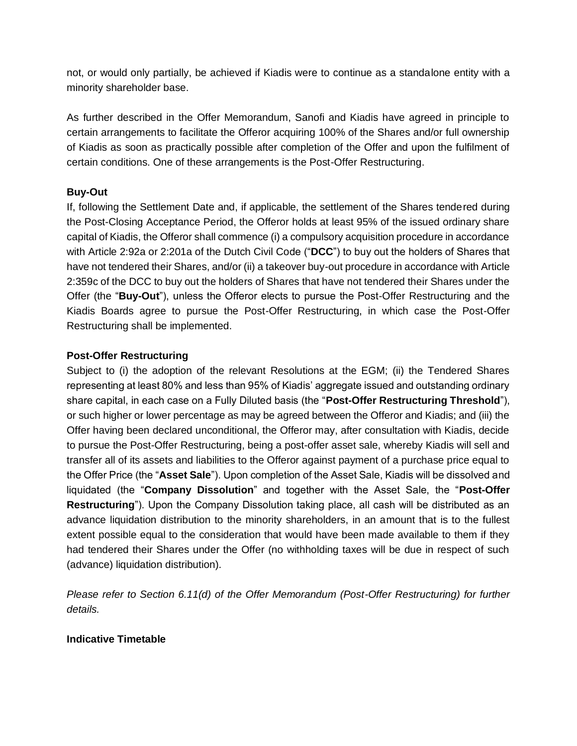not, or would only partially, be achieved if Kiadis were to continue as a standalone entity with a minority shareholder base.

As further described in the Offer Memorandum, Sanofi and Kiadis have agreed in principle to certain arrangements to facilitate the Offeror acquiring 100% of the Shares and/or full ownership of Kiadis as soon as practically possible after completion of the Offer and upon the fulfilment of certain conditions. One of these arrangements is the Post-Offer Restructuring.

**Buy-Out**

If, following the Settlement Date and, if applicable, the settlement of the Shares tendered during the Post-Closing Acceptance Period, the Offeror holds at least 95% of the issued ordinary share capital of Kiadis, the Offeror shall commence (i) a compulsory acquisition procedure in accordance with Article 2:92a or 2:201a of the Dutch Civil Code ("**DCC**") to buy out the holders of Shares that have not tendered their Shares, and/or (ii) a takeover buy-out procedure in accordance with Article 2:359c of the DCC to buy out the holders of Shares that have not tendered their Shares under the Offer (the "**Buy-Out**"), unless the Offeror elects to pursue the Post-Offer Restructuring and the Kiadis Boards agree to pursue the Post-Offer Restructuring, in which case the Post-Offer Restructuring shall be implemented.

**Post-Offer Restructuring**

Subject to (i) the adoption of the relevant Resolutions at the EGM; (ii) the Tendered Shares representing at least 80% and less than 95% of Kiadis' aggregate issued and outstanding ordinary share capital, in each case on a Fully Diluted basis (the "**Post-Offer Restructuring Threshold**"), or such higher or lower percentage as may be agreed between the Offeror and Kiadis; and (iii) the Offer having been declared unconditional, the Offeror may, after consultation with Kiadis, decide to pursue the Post-Offer Restructuring, being a post-offer asset sale, whereby Kiadis will sell and transfer all of its assets and liabilities to the Offeror against payment of a purchase price equal to the Offer Price (the "**Asset Sale**"). Upon completion of the Asset Sale, Kiadis will be dissolved and liquidated (the "**Company Dissolution**" and together with the Asset Sale, the "**Post-Offer Restructuring**"). Upon the Company Dissolution taking place, all cash will be distributed as an advance liquidation distribution to the minority shareholders, in an amount that is to the fullest extent possible equal to the consideration that would have been made available to them if they had tendered their Shares under the Offer (no withholding taxes will be due in respect of such (advance) liquidation distribution).

*Please refer to Section 6.11(d) of the Offer Memorandum (Post-Offer Restructuring) for further details.*

**Indicative Timetable**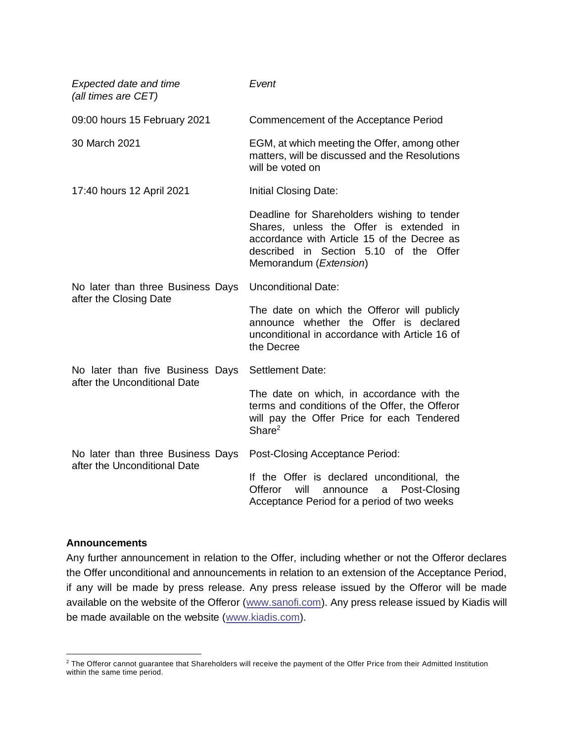| *Expected date and time (all times are CET)* | *Event* |
| --- | --- |
| 09:00 hours 15 February 2021 | Commencement of the Acceptance Period |
| 30 March 2021 | EGM, at which meeting the Offer, among other matters, will be discussed and the Resolutions will be voted on |
| 17:40 hours 12 April 2021 | Initial Closing Date:<br><br>Deadline for Shareholders wishing to tender Shares, unless the Offer is extended in accordance with Article 15 of the Decree as described in Section 5.10 of the Offer Memorandum (*Extension*) |
| No later than three Business Days after the Closing Date | Unconditional Date:<br><br>The date on which the Offeror will publicly announce whether the Offer is declared unconditional in accordance with Article 16 of the Decree |
| No later than five Business Days after the Unconditional Date | Settlement Date:<br><br>The date on which, in accordance with the terms and conditions of the Offer, the Offeror will pay the Offer Price for each Tendered Share[2] |
| No later than three Business Days after the Unconditional Date | Post-Closing Acceptance Period:<br><br>If the Offer is declared unconditional, the Offeror will announce a Post-Closing Acceptance Period for a period of two weeks |

**Announcements**

Any further announcement in relation to the Offer, including whether or not the Offeror declares the Offer unconditional and announcements in relation to an extension of the Acceptance Period, if any will be made by press release. Any press release issued by the Offeror will be made available on the website of the Offeror (www.sanofi.com). Any press release issued by Kiadis will be made available on the website (www.kiadis.com).

[2] The Offeror cannot guarantee that Shareholders will receive the payment of the Offer Price from their Admitted Institution within the same time period.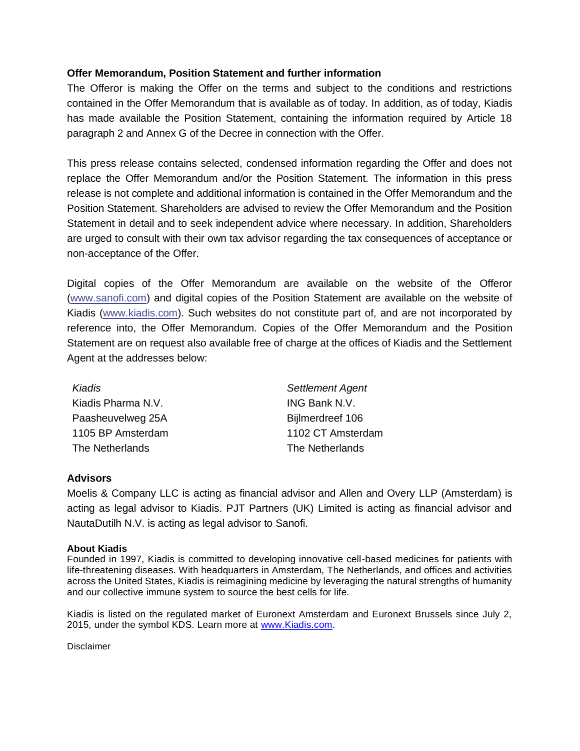**Offer Memorandum, Position Statement and further information**

The Offeror is making the Offer on the terms and subject to the conditions and restrictions contained in the Offer Memorandum that is available as of today. In addition, as of today, Kiadis has made available the Position Statement, containing the information required by Article 18 paragraph 2 and Annex G of the Decree in connection with the Offer.

This press release contains selected, condensed information regarding the Offer and does not replace the Offer Memorandum and/or the Position Statement. The information in this press release is not complete and additional information is contained in the Offer Memorandum and the Position Statement. Shareholders are advised to review the Offer Memorandum and the Position Statement in detail and to seek independent advice where necessary. In addition, Shareholders are urged to consult with their own tax advisor regarding the tax consequences of acceptance or non-acceptance of the Offer.

Digital copies of the Offer Memorandum are available on the website of the Offeror (www.sanofi.com) and digital copies of the Position Statement are available on the website of Kiadis (www.kiadis.com). Such websites do not constitute part of, and are not incorporated by reference into, the Offer Memorandum. Copies of the Offer Memorandum and the Position Statement are on request also available free of charge at the offices of Kiadis and the Settlement Agent at the addresses below:

*Kiadis*
Kiadis Pharma N.V.
Paasheuvelweg 25A
1105 BP Amsterdam
The Netherlands

*Settlement Agent*
ING Bank N.V.
Bijlmerdreef 106
1102 CT Amsterdam
The Netherlands

**Advisors**

Moelis & Company LLC is acting as financial advisor and Allen and Overy LLP (Amsterdam) is acting as legal advisor to Kiadis. PJT Partners (UK) Limited is acting as financial advisor and NautaDutilh N.V. is acting as legal advisor to Sanofi.

**About Kiadis**

Founded in 1997, Kiadis is committed to developing innovative cell-based medicines for patients with life-threatening diseases. With headquarters in Amsterdam, The Netherlands, and offices and activities across the United States, Kiadis is reimagining medicine by leveraging the natural strengths of humanity and our collective immune system to source the best cells for life.

Kiadis is listed on the regulated market of Euronext Amsterdam and Euronext Brussels since July 2, 2015, under the symbol KDS. Learn more at www.Kiadis.com.

Disclaimer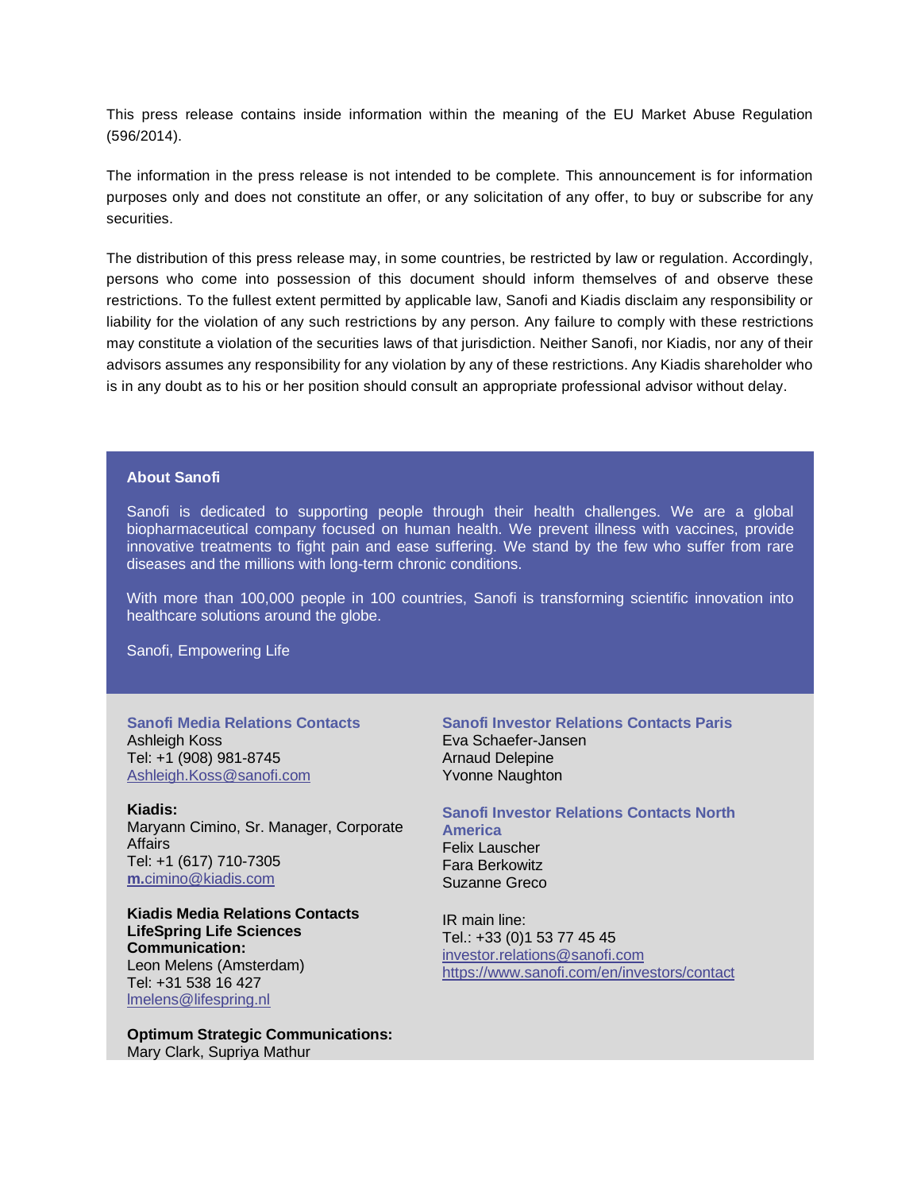This press release contains inside information within the meaning of the EU Market Abuse Regulation (596/2014).

The information in the press release is not intended to be complete. This announcement is for information purposes only and does not constitute an offer, or any solicitation of any offer, to buy or subscribe for any securities.

The distribution of this press release may, in some countries, be restricted by law or regulation. Accordingly, persons who come into possession of this document should inform themselves of and observe these restrictions. To the fullest extent permitted by applicable law, Sanofi and Kiadis disclaim any responsibility or liability for the violation of any such restrictions by any person. Any failure to comply with these restrictions may constitute a violation of the securities laws of that jurisdiction. Neither Sanofi, nor Kiadis, nor any of their advisors assumes any responsibility for any violation by any of these restrictions. Any Kiadis shareholder who is in any doubt as to his or her position should consult an appropriate professional advisor without delay.

**About Sanofi**

Sanofi is dedicated to supporting people through their health challenges. We are a global biopharmaceutical company focused on human health. We prevent illness with vaccines, provide innovative treatments to fight pain and ease suffering. We stand by the few who suffer from rare diseases and the millions with long-term chronic conditions.

With more than 100,000 people in 100 countries, Sanofi is transforming scientific innovation into healthcare solutions around the globe.

Sanofi, Empowering Life

**Sanofi Media Relations Contacts**
Ashleigh Koss
Tel: +1 (908) 981-8745
Ashleigh.Koss@sanofi.com

**Kiadis:**
Maryann Cimino, Sr. Manager, Corporate Affairs
Tel: +1 (617) 710-7305
**m.**cimino@kiadis.com

**Kiadis Media Relations Contacts LifeSpring Life Sciences Communication:**
Leon Melens (Amsterdam)
Tel: +31 538 16 427
lmelens@lifespring.nl

**Optimum Strategic Communications:**
Mary Clark, Supriya Mathur

**Sanofi Investor Relations Contacts Paris**
Eva Schaefer-Jansen
Arnaud Delepine
Yvonne Naughton

**Sanofi Investor Relations Contacts North America**
Felix Lauscher
Fara Berkowitz
Suzanne Greco

IR main line:
Tel.: +33 (0)1 53 77 45 45
investor.relations@sanofi.com
https://www.sanofi.com/en/investors/contact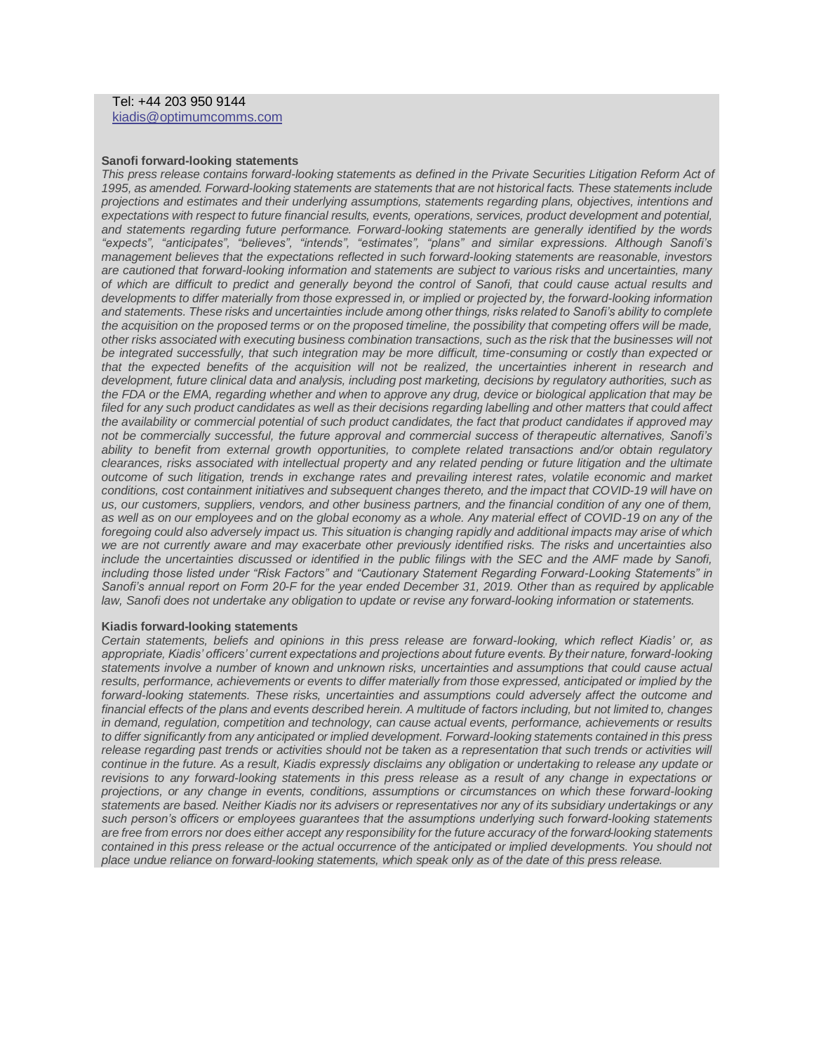Tel: +44 203 950 9144
kiadis@optimumcomms.com

**Sanofi forward-looking statements**

*This press release contains forward-looking statements as defined in the Private Securities Litigation Reform Act of 1995, as amended. Forward-looking statements are statements that are not historical facts. These statements include projections and estimates and their underlying assumptions, statements regarding plans, objectives, intentions and expectations with respect to future financial results, events, operations, services, product development and potential, and statements regarding future performance. Forward-looking statements are generally identified by the words "expects", "anticipates", "believes", "intends", "estimates", "plans" and similar expressions. Although Sanofi's management believes that the expectations reflected in such forward-looking statements are reasonable, investors are cautioned that forward-looking information and statements are subject to various risks and uncertainties, many of which are difficult to predict and generally beyond the control of Sanofi, that could cause actual results and developments to differ materially from those expressed in, or implied or projected by, the forward-looking information and statements. These risks and uncertainties include among other things, risks related to Sanofi's ability to complete the acquisition on the proposed terms or on the proposed timeline, the possibility that competing offers will be made, other risks associated with executing business combination transactions, such as the risk that the businesses will not be integrated successfully, that such integration may be more difficult, time-consuming or costly than expected or that the expected benefits of the acquisition will not be realized, the uncertainties inherent in research and development, future clinical data and analysis, including post marketing, decisions by regulatory authorities, such as the FDA or the EMA, regarding whether and when to approve any drug, device or biological application that may be filed for any such product candidates as well as their decisions regarding labelling and other matters that could affect the availability or commercial potential of such product candidates, the fact that product candidates if approved may not be commercially successful, the future approval and commercial success of therapeutic alternatives, Sanofi's ability to benefit from external growth opportunities, to complete related transactions and/or obtain regulatory clearances, risks associated with intellectual property and any related pending or future litigation and the ultimate outcome of such litigation, trends in exchange rates and prevailing interest rates, volatile economic and market conditions, cost containment initiatives and subsequent changes thereto, and the impact that COVID-19 will have on us, our customers, suppliers, vendors, and other business partners, and the financial condition of any one of them, as well as on our employees and on the global economy as a whole. Any material effect of COVID-19 on any of the foregoing could also adversely impact us. This situation is changing rapidly and additional impacts may arise of which we are not currently aware and may exacerbate other previously identified risks. The risks and uncertainties also include the uncertainties discussed or identified in the public filings with the SEC and the AMF made by Sanofi, including those listed under "Risk Factors" and "Cautionary Statement Regarding Forward-Looking Statements" in Sanofi's annual report on Form 20-F for the year ended December 31, 2019. Other than as required by applicable law, Sanofi does not undertake any obligation to update or revise any forward-looking information or statements.*

**Kiadis forward-looking statements**

*Certain statements, beliefs and opinions in this press release are forward-looking, which reflect Kiadis' or, as appropriate, Kiadis' officers' current expectations and projections about future events. By their nature, forward-looking statements involve a number of known and unknown risks, uncertainties and assumptions that could cause actual results, performance, achievements or events to differ materially from those expressed, anticipated or implied by the forward-looking statements. These risks, uncertainties and assumptions could adversely affect the outcome and financial effects of the plans and events described herein. A multitude of factors including, but not limited to, changes in demand, regulation, competition and technology, can cause actual events, performance, achievements or results to differ significantly from any anticipated or implied development. Forward-looking statements contained in this press release regarding past trends or activities should not be taken as a representation that such trends or activities will continue in the future. As a result, Kiadis expressly disclaims any obligation or undertaking to release any update or revisions to any forward-looking statements in this press release as a result of any change in expectations or projections, or any change in events, conditions, assumptions or circumstances on which these forward-looking statements are based. Neither Kiadis nor its advisers or representatives nor any of its subsidiary undertakings or any such person's officers or employees guarantees that the assumptions underlying such forward-looking statements are free from errors nor does either accept any responsibility for the future accuracy of the forward-looking statements contained in this press release or the actual occurrence of the anticipated or implied developments. You should not place undue reliance on forward-looking statements, which speak only as of the date of this press release.*